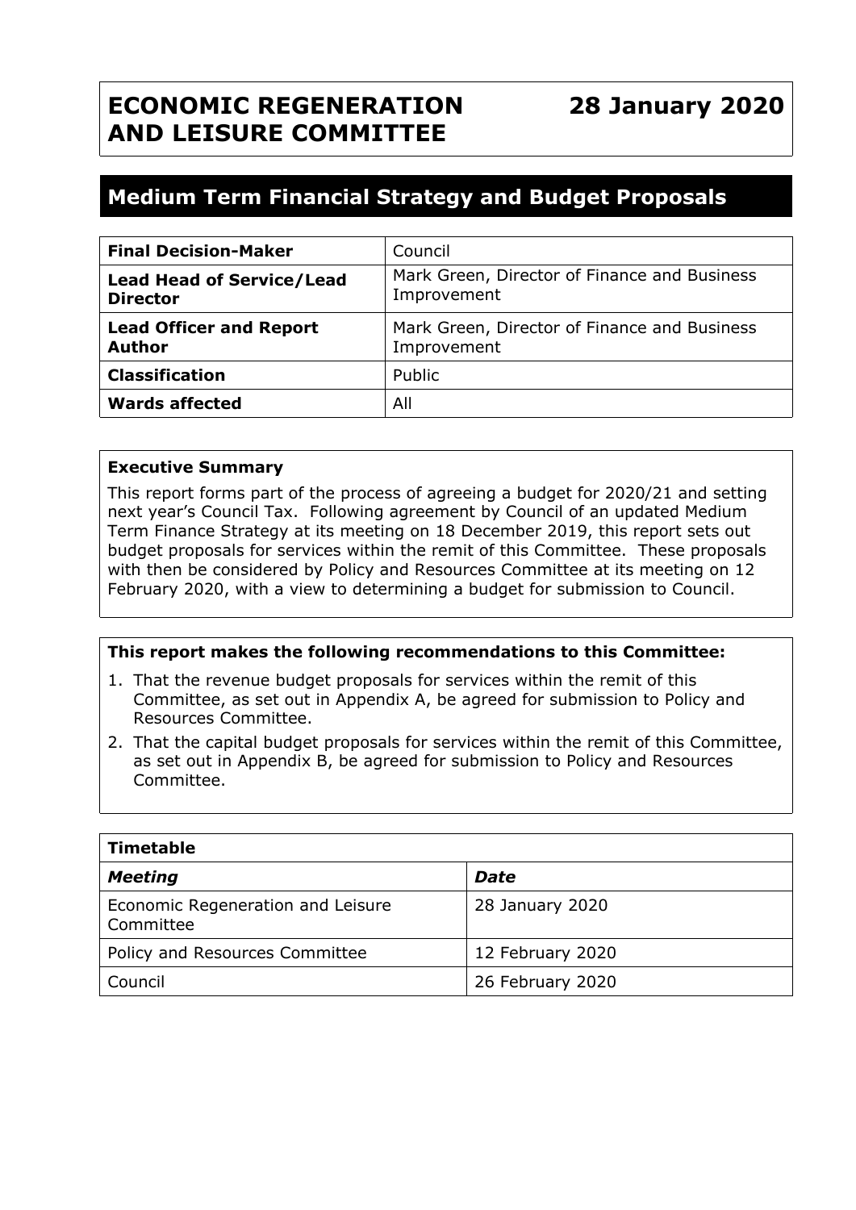# ECONOMIC REGENERATION AND LEISURE COMMITTEE

**28 January 2020**

## Medium Term Financial Strategy and Budget Proposals

| | |
|---|---|
| **Final Decision-Maker** | Council |
| **Lead Head of Service/Lead Director** | Mark Green, Director of Finance and Business Improvement |
| **Lead Officer and Report Author** | Mark Green, Director of Finance and Business Improvement |
| **Classification** | Public |
| **Wards affected** | All |

### Executive Summary

This report forms part of the process of agreeing a budget for 2020/21 and setting next year's Council Tax. Following agreement by Council of an updated Medium Term Finance Strategy at its meeting on 18 December 2019, this report sets out budget proposals for services within the remit of this Committee. These proposals with then be considered by Policy and Resources Committee at its meeting on 12 February 2020, with a view to determining a budget for submission to Council.

### This report makes the following recommendations to this Committee:

1. That the revenue budget proposals for services within the remit of this Committee, as set out in Appendix A, be agreed for submission to Policy and Resources Committee.
2. That the capital budget proposals for services within the remit of this Committee, as set out in Appendix B, be agreed for submission to Policy and Resources Committee.

| **Timetable** | |
|---|---|
| ***Meeting*** | ***Date*** |
| Economic Regeneration and Leisure Committee | 28 January 2020 |
| Policy and Resources Committee | 12 February 2020 |
| Council | 26 February 2020 |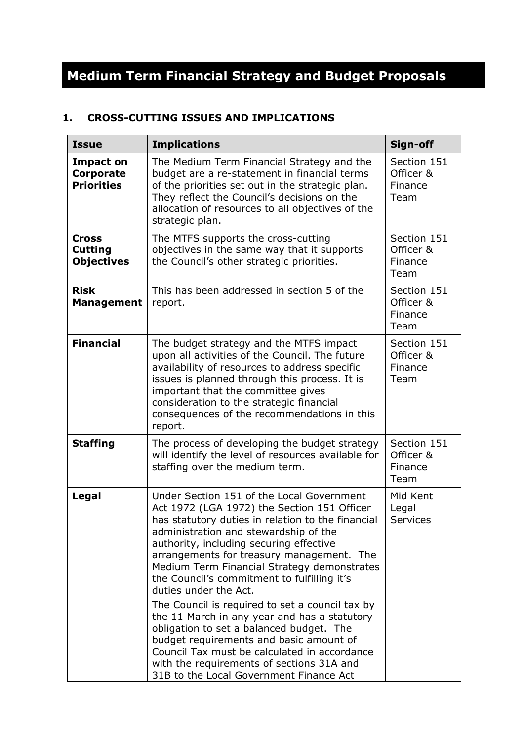# Medium Term Financial Strategy and Budget Proposals

## 1. CROSS-CUTTING ISSUES AND IMPLICATIONS

| Issue | Implications | Sign-off |
|---|---|---|
| **Impact on Corporate Priorities** | The Medium Term Financial Strategy and the budget are a re-statement in financial terms of the priorities set out in the strategic plan. They reflect the Council's decisions on the allocation of resources to all objectives of the strategic plan. | Section 151 Officer & Finance Team |
| **Cross Cutting Objectives** | The MTFS supports the cross-cutting objectives in the same way that it supports the Council's other strategic priorities. | Section 151 Officer & Finance Team |
| **Risk Management** | This has been addressed in section 5 of the report. | Section 151 Officer & Finance Team |
| **Financial** | The budget strategy and the MTFS impact upon all activities of the Council. The future availability of resources to address specific issues is planned through this process. It is important that the committee gives consideration to the strategic financial consequences of the recommendations in this report. | Section 151 Officer & Finance Team |
| **Staffing** | The process of developing the budget strategy will identify the level of resources available for staffing over the medium term. | Section 151 Officer & Finance Team |
| **Legal** | Under Section 151 of the Local Government Act 1972 (LGA 1972) the Section 151 Officer has statutory duties in relation to the financial administration and stewardship of the authority, including securing effective arrangements for treasury management. The Medium Term Financial Strategy demonstrates the Council's commitment to fulfilling it's duties under the Act.<br><br>The Council is required to set a council tax by the 11 March in any year and has a statutory obligation to set a balanced budget. The budget requirements and basic amount of Council Tax must be calculated in accordance with the requirements of sections 31A and 31B to the Local Government Finance Act | Mid Kent Legal Services |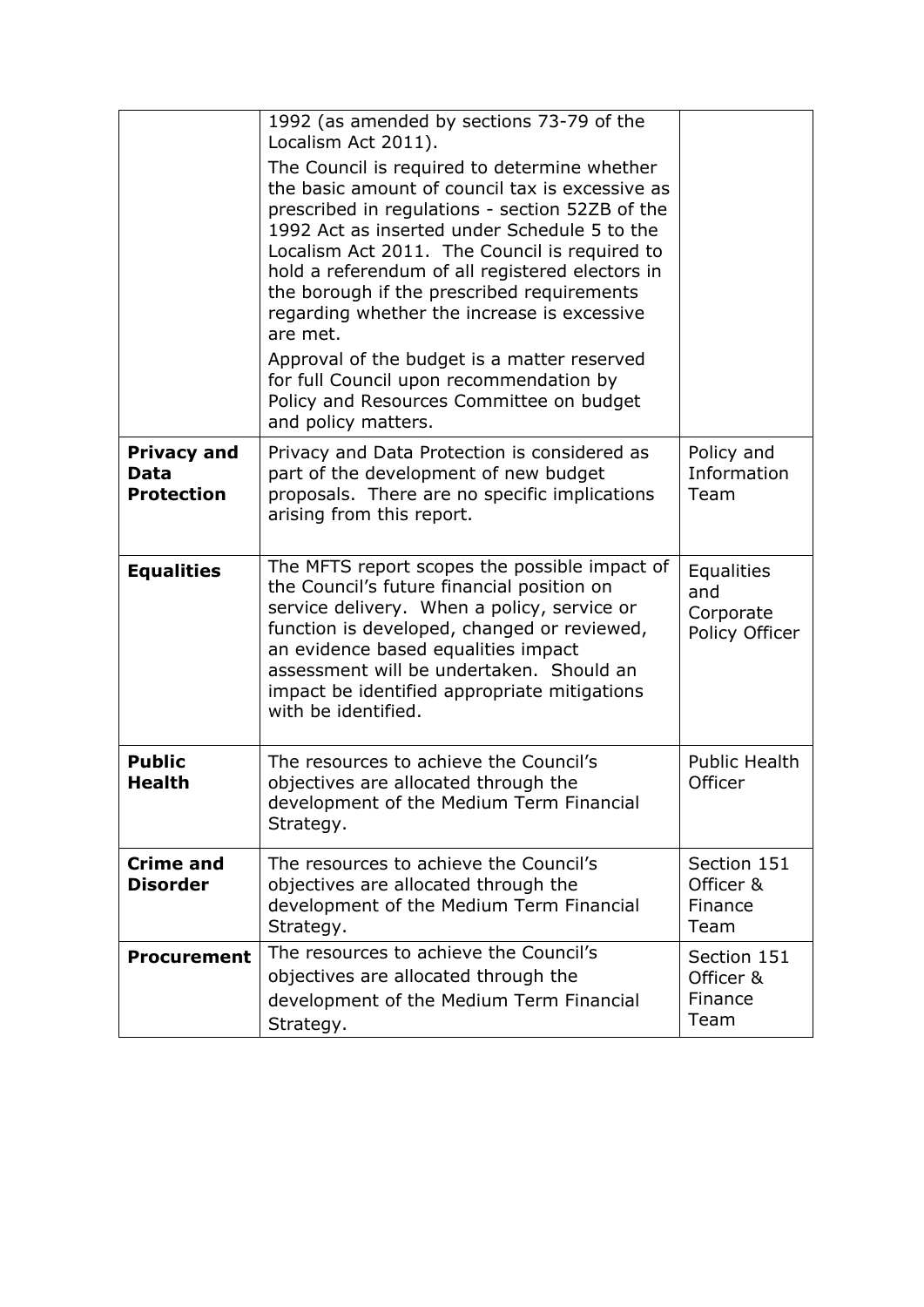| | | |
|---|---|---|
| | 1992 (as amended by sections 73-79 of the Localism Act 2011).<br><br>The Council is required to determine whether the basic amount of council tax is excessive as prescribed in regulations - section 52ZB of the 1992 Act as inserted under Schedule 5 to the Localism Act 2011. The Council is required to hold a referendum of all registered electors in the borough if the prescribed requirements regarding whether the increase is excessive are met.<br><br>Approval of the budget is a matter reserved for full Council upon recommendation by Policy and Resources Committee on budget and policy matters. | |
| **Privacy and Data Protection** | Privacy and Data Protection is considered as part of the development of new budget proposals. There are no specific implications arising from this report. | Policy and Information Team |
| **Equalities** | The MFTS report scopes the possible impact of the Council's future financial position on service delivery. When a policy, service or function is developed, changed or reviewed, an evidence based equalities impact assessment will be undertaken. Should an impact be identified appropriate mitigations with be identified. | Equalities and Corporate Policy Officer |
| **Public Health** | The resources to achieve the Council's objectives are allocated through the development of the Medium Term Financial Strategy. | Public Health Officer |
| **Crime and Disorder** | The resources to achieve the Council's objectives are allocated through the development of the Medium Term Financial Strategy. | Section 151 Officer & Finance Team |
| **Procurement** | The resources to achieve the Council's objectives are allocated through the development of the Medium Term Financial Strategy. | Section 151 Officer & Finance Team |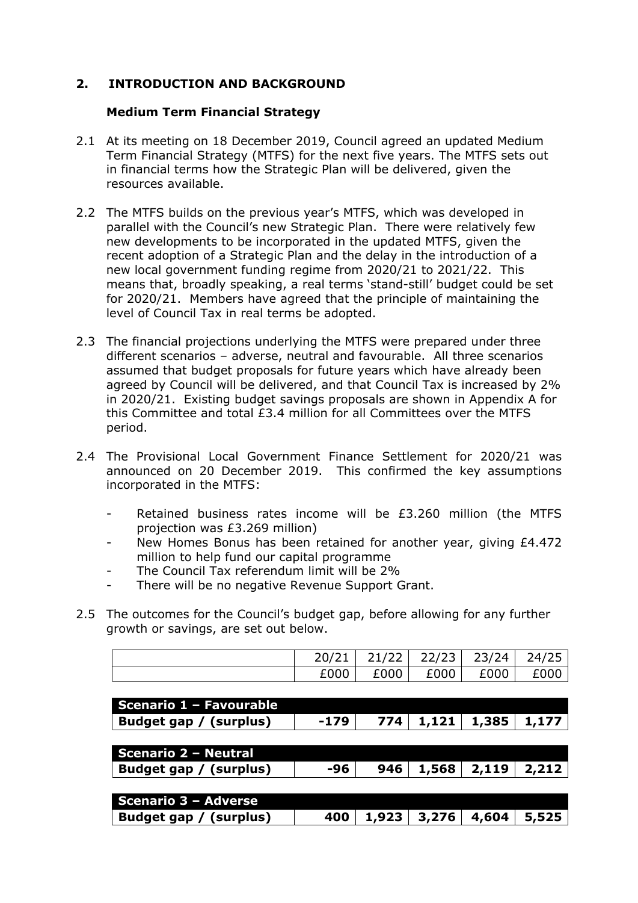## 2. INTRODUCTION AND BACKGROUND

### Medium Term Financial Strategy

2.1 At its meeting on 18 December 2019, Council agreed an updated Medium Term Financial Strategy (MTFS) for the next five years. The MTFS sets out in financial terms how the Strategic Plan will be delivered, given the resources available.

2.2 The MTFS builds on the previous year's MTFS, which was developed in parallel with the Council's new Strategic Plan. There were relatively few new developments to be incorporated in the updated MTFS, given the recent adoption of a Strategic Plan and the delay in the introduction of a new local government funding regime from 2020/21 to 2021/22. This means that, broadly speaking, a real terms 'stand-still' budget could be set for 2020/21. Members have agreed that the principle of maintaining the level of Council Tax in real terms be adopted.

2.3 The financial projections underlying the MTFS were prepared under three different scenarios – adverse, neutral and favourable. All three scenarios assumed that budget proposals for future years which have already been agreed by Council will be delivered, and that Council Tax is increased by 2% in 2020/21. Existing budget savings proposals are shown in Appendix A for this Committee and total £3.4 million for all Committees over the MTFS period.

2.4 The Provisional Local Government Finance Settlement for 2020/21 was announced on 20 December 2019. This confirmed the key assumptions incorporated in the MTFS:

- Retained business rates income will be £3.260 million (the MTFS projection was £3.269 million)
- New Homes Bonus has been retained for another year, giving £4.472 million to help fund our capital programme
- The Council Tax referendum limit will be 2%
- There will be no negative Revenue Support Grant.

2.5 The outcomes for the Council's budget gap, before allowing for any further growth or savings, are set out below.

| | 20/21 | 21/22 | 22/23 | 23/24 | 24/25 |
|---|---|---|---|---|---|
| | £000 | £000 | £000 | £000 | £000 |
| **Scenario 1 – Favourable** | | | | | |
| **Budget gap / (surplus)** | **-179** | **774** | **1,121** | **1,385** | **1,177** |
| **Scenario 2 – Neutral** | | | | | |
| **Budget gap / (surplus)** | **-96** | **946** | **1,568** | **2,119** | **2,212** |
| **Scenario 3 – Adverse** | | | | | |
| **Budget gap / (surplus)** | **400** | **1,923** | **3,276** | **4,604** | **5,525** |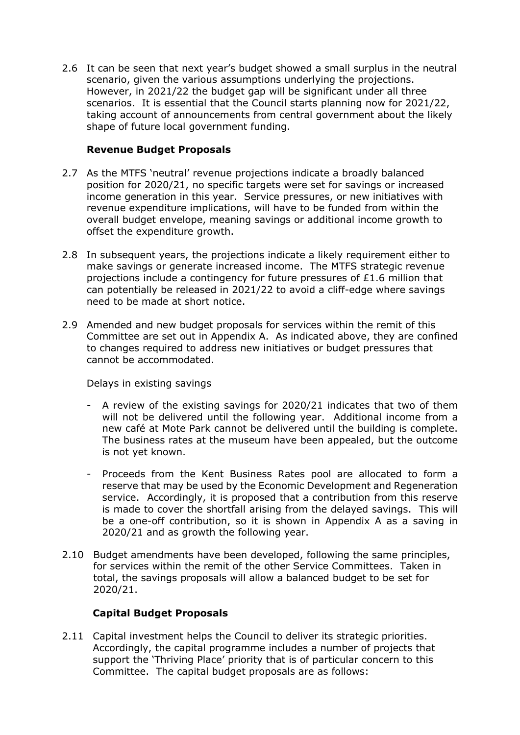2.6 It can be seen that next year's budget showed a small surplus in the neutral scenario, given the various assumptions underlying the projections. However, in 2021/22 the budget gap will be significant under all three scenarios. It is essential that the Council starts planning now for 2021/22, taking account of announcements from central government about the likely shape of future local government funding.

**Revenue Budget Proposals**

2.7 As the MTFS 'neutral' revenue projections indicate a broadly balanced position for 2020/21, no specific targets were set for savings or increased income generation in this year. Service pressures, or new initiatives with revenue expenditure implications, will have to be funded from within the overall budget envelope, meaning savings or additional income growth to offset the expenditure growth.

2.8 In subsequent years, the projections indicate a likely requirement either to make savings or generate increased income. The MTFS strategic revenue projections include a contingency for future pressures of £1.6 million that can potentially be released in 2021/22 to avoid a cliff-edge where savings need to be made at short notice.

2.9 Amended and new budget proposals for services within the remit of this Committee are set out in Appendix A. As indicated above, they are confined to changes required to address new initiatives or budget pressures that cannot be accommodated.

Delays in existing savings

- A review of the existing savings for 2020/21 indicates that two of them will not be delivered until the following year. Additional income from a new café at Mote Park cannot be delivered until the building is complete. The business rates at the museum have been appealed, but the outcome is not yet known.
- Proceeds from the Kent Business Rates pool are allocated to form a reserve that may be used by the Economic Development and Regeneration service. Accordingly, it is proposed that a contribution from this reserve is made to cover the shortfall arising from the delayed savings. This will be a one-off contribution, so it is shown in Appendix A as a saving in 2020/21 and as growth the following year.

2.10 Budget amendments have been developed, following the same principles, for services within the remit of the other Service Committees. Taken in total, the savings proposals will allow a balanced budget to be set for 2020/21.

**Capital Budget Proposals**

2.11 Capital investment helps the Council to deliver its strategic priorities. Accordingly, the capital programme includes a number of projects that support the 'Thriving Place' priority that is of particular concern to this Committee. The capital budget proposals are as follows: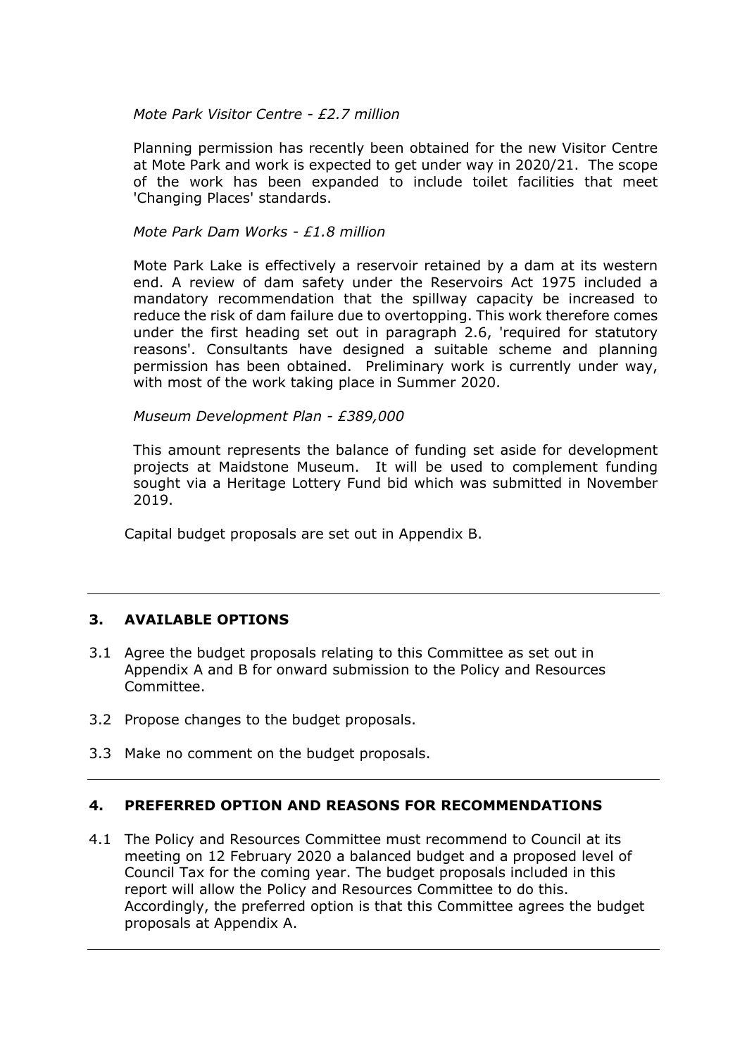*Mote Park Visitor Centre - £2.7 million*

Planning permission has recently been obtained for the new Visitor Centre at Mote Park and work is expected to get under way in 2020/21. The scope of the work has been expanded to include toilet facilities that meet 'Changing Places' standards.

*Mote Park Dam Works - £1.8 million*

Mote Park Lake is effectively a reservoir retained by a dam at its western end. A review of dam safety under the Reservoirs Act 1975 included a mandatory recommendation that the spillway capacity be increased to reduce the risk of dam failure due to overtopping. This work therefore comes under the first heading set out in paragraph 2.6, 'required for statutory reasons'. Consultants have designed a suitable scheme and planning permission has been obtained. Preliminary work is currently under way, with most of the work taking place in Summer 2020.

*Museum Development Plan - £389,000*

This amount represents the balance of funding set aside for development projects at Maidstone Museum. It will be used to complement funding sought via a Heritage Lottery Fund bid which was submitted in November 2019.

Capital budget proposals are set out in Appendix B.

## 3. AVAILABLE OPTIONS

3.1 Agree the budget proposals relating to this Committee as set out in Appendix A and B for onward submission to the Policy and Resources Committee.

3.2 Propose changes to the budget proposals.

3.3 Make no comment on the budget proposals.

## 4. PREFERRED OPTION AND REASONS FOR RECOMMENDATIONS

4.1 The Policy and Resources Committee must recommend to Council at its meeting on 12 February 2020 a balanced budget and a proposed level of Council Tax for the coming year. The budget proposals included in this report will allow the Policy and Resources Committee to do this. Accordingly, the preferred option is that this Committee agrees the budget proposals at Appendix A.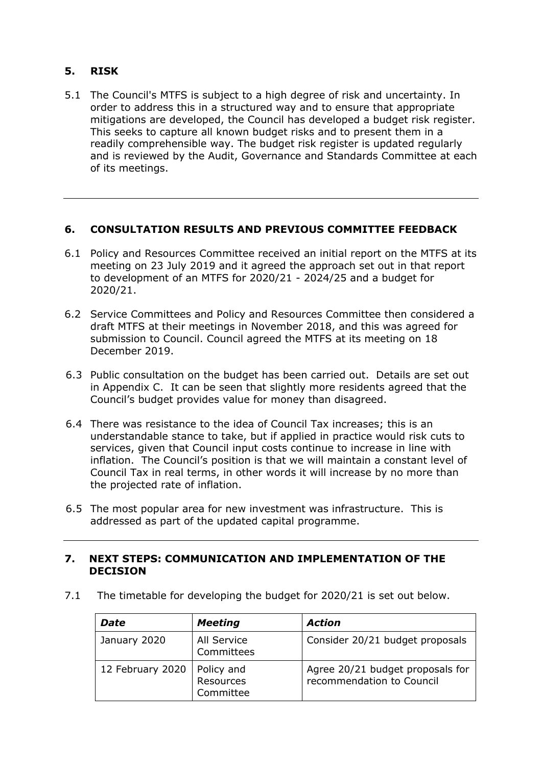## 5. RISK

5.1 The Council's MTFS is subject to a high degree of risk and uncertainty. In order to address this in a structured way and to ensure that appropriate mitigations are developed, the Council has developed a budget risk register. This seeks to capture all known budget risks and to present them in a readily comprehensible way. The budget risk register is updated regularly and is reviewed by the Audit, Governance and Standards Committee at each of its meetings.

---

## 6. CONSULTATION RESULTS AND PREVIOUS COMMITTEE FEEDBACK

6.1 Policy and Resources Committee received an initial report on the MTFS at its meeting on 23 July 2019 and it agreed the approach set out in that report to development of an MTFS for 2020/21 - 2024/25 and a budget for 2020/21.

6.2 Service Committees and Policy and Resources Committee then considered a draft MTFS at their meetings in November 2018, and this was agreed for submission to Council. Council agreed the MTFS at its meeting on 18 December 2019.

6.3 Public consultation on the budget has been carried out. Details are set out in Appendix C. It can be seen that slightly more residents agreed that the Council's budget provides value for money than disagreed.

6.4 There was resistance to the idea of Council Tax increases; this is an understandable stance to take, but if applied in practice would risk cuts to services, given that Council input costs continue to increase in line with inflation. The Council's position is that we will maintain a constant level of Council Tax in real terms, in other words it will increase by no more than the projected rate of inflation.

6.5 The most popular area for new investment was infrastructure. This is addressed as part of the updated capital programme.

---

## 7. NEXT STEPS: COMMUNICATION AND IMPLEMENTATION OF THE DECISION

7.1 The timetable for developing the budget for 2020/21 is set out below.

| *Date* | *Meeting* | *Action* |
|---|---|---|
| January 2020 | All Service Committees | Consider 20/21 budget proposals |
| 12 February 2020 | Policy and Resources Committee | Agree 20/21 budget proposals for recommendation to Council |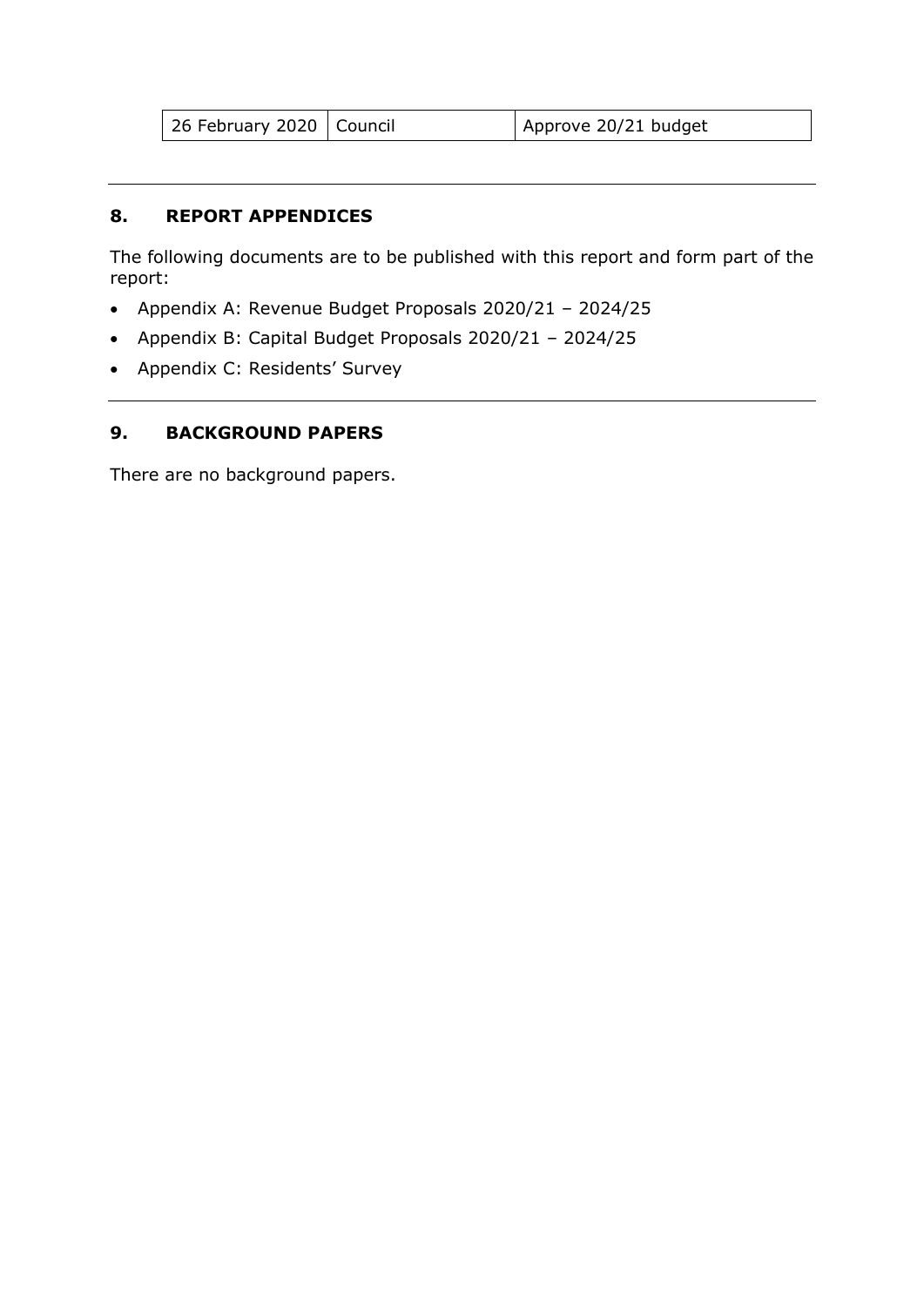| | | |
|---|---|---|
| 26 February 2020 | Council | Approve 20/21 budget |

## 8. REPORT APPENDICES

The following documents are to be published with this report and form part of the report:

- Appendix A: Revenue Budget Proposals 2020/21 – 2024/25
- Appendix B: Capital Budget Proposals 2020/21 – 2024/25
- Appendix C: Residents' Survey

## 9. BACKGROUND PAPERS

There are no background papers.